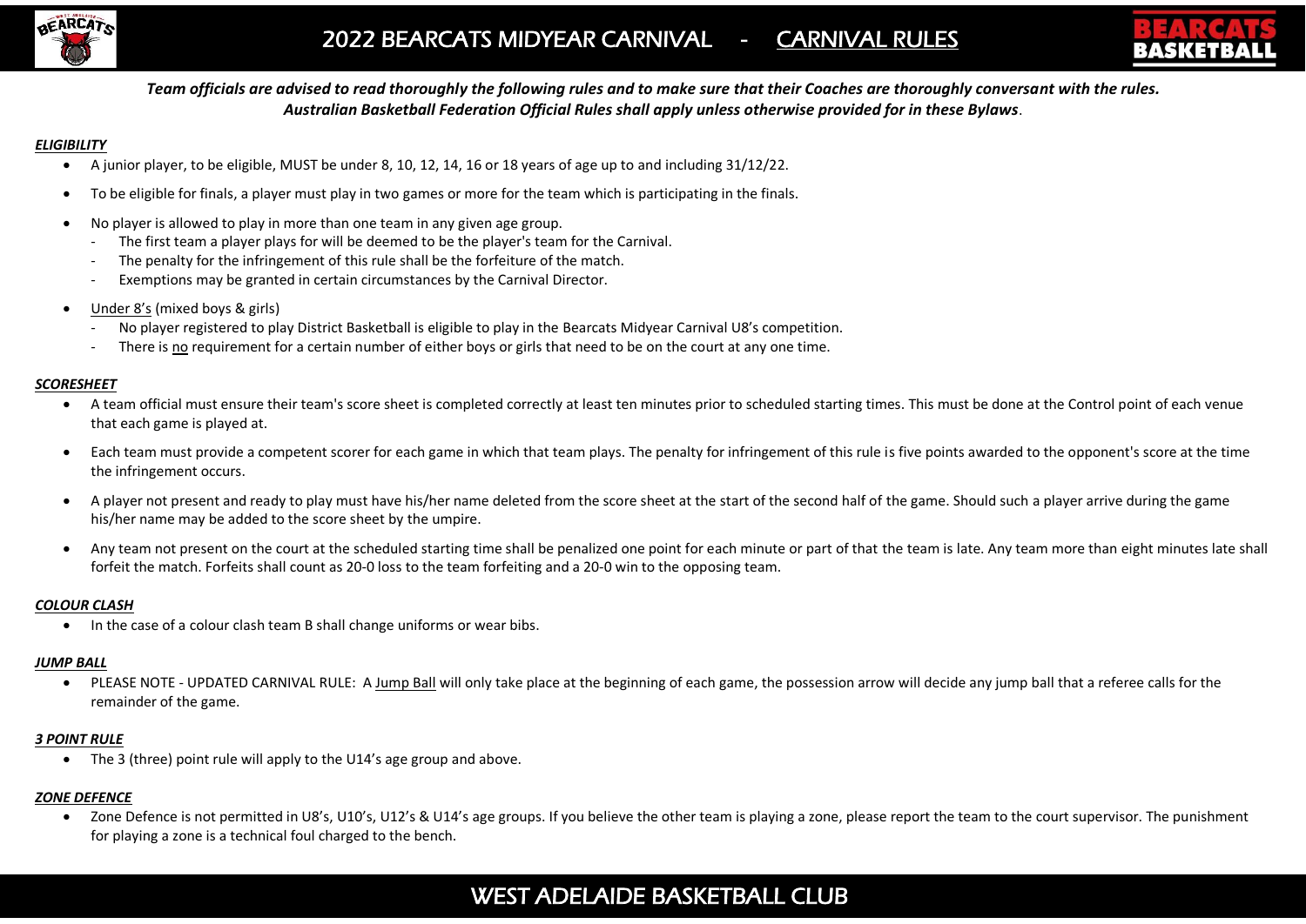# 2022 BEARCATS MIDYEAR CARNIVAL - CARNIVAL RULES

***Team officials are advised to read thoroughly the following rules and to make sure that their Coaches are thoroughly conversant with the rules. Australian Basketball Federation Official Rules shall apply unless otherwise provided for in these Bylaws***.

***ELIGIBILITY***

- A junior player, to be eligible, MUST be under 8, 10, 12, 14, 16 or 18 years of age up to and including 31/12/22.
- To be eligible for finals, a player must play in two games or more for the team which is participating in the finals.
- No player is allowed to play in more than one team in any given age group.
  - The first team a player plays for will be deemed to be the player's team for the Carnival.
  - The penalty for the infringement of this rule shall be the forfeiture of the match.
  - Exemptions may be granted in certain circumstances by the Carnival Director.
- Under 8's (mixed boys & girls)
  - No player registered to play District Basketball is eligible to play in the Bearcats Midyear Carnival U8's competition.
  - There is no requirement for a certain number of either boys or girls that need to be on the court at any one time.

***SCORESHEET***

- A team official must ensure their team's score sheet is completed correctly at least ten minutes prior to scheduled starting times. This must be done at the Control point of each venue that each game is played at.
- Each team must provide a competent scorer for each game in which that team plays. The penalty for infringement of this rule is five points awarded to the opponent's score at the time the infringement occurs.
- A player not present and ready to play must have his/her name deleted from the score sheet at the start of the second half of the game. Should such a player arrive during the game his/her name may be added to the score sheet by the umpire.
- Any team not present on the court at the scheduled starting time shall be penalized one point for each minute or part of that the team is late. Any team more than eight minutes late shall forfeit the match. Forfeits shall count as 20-0 loss to the team forfeiting and a 20-0 win to the opposing team.

***COLOUR CLASH***

- In the case of a colour clash team B shall change uniforms or wear bibs.

***JUMP BALL***

- PLEASE NOTE - UPDATED CARNIVAL RULE: A Jump Ball will only take place at the beginning of each game, the possession arrow will decide any jump ball that a referee calls for the remainder of the game.

***3 POINT RULE***

- The 3 (three) point rule will apply to the U14's age group and above.

***ZONE DEFENCE***

- Zone Defence is not permitted in U8's, U10's, U12's & U14's age groups. If you believe the other team is playing a zone, please report the team to the court supervisor. The punishment for playing a zone is a technical foul charged to the bench.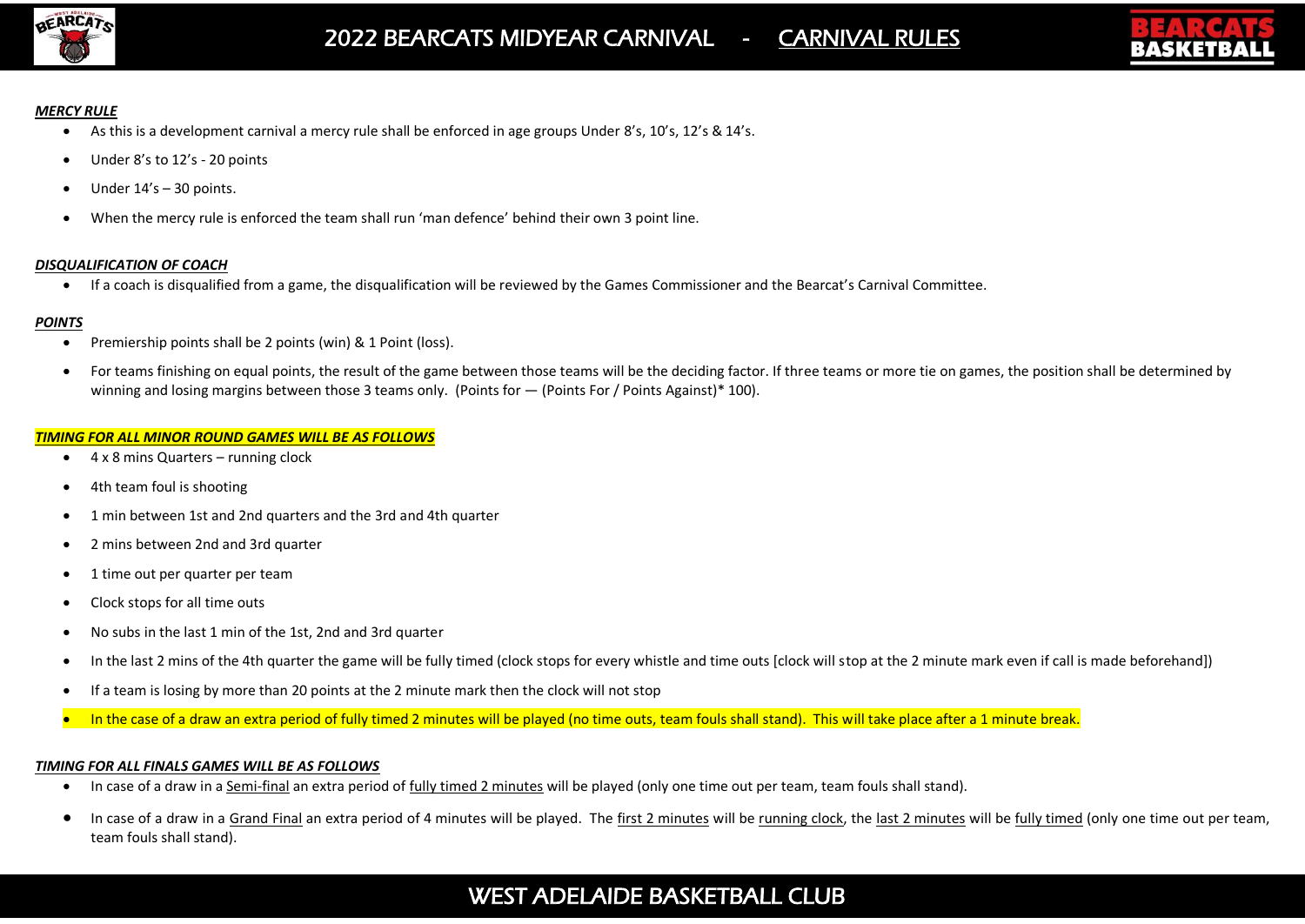# 2022 BEARCATS MIDYEAR CARNIVAL - CARNIVAL RULES

***MERCY RULE***

- As this is a development carnival a mercy rule shall be enforced in age groups Under 8's, 10's, 12's & 14's.
- Under 8's to 12's - 20 points
- Under 14's – 30 points.
- When the mercy rule is enforced the team shall run 'man defence' behind their own 3 point line.

***DISQUALIFICATION OF COACH***

- If a coach is disqualified from a game, the disqualification will be reviewed by the Games Commissioner and the Bearcat's Carnival Committee.

***POINTS***

- Premiership points shall be 2 points (win) & 1 Point (loss).
- For teams finishing on equal points, the result of the game between those teams will be the deciding factor. If three teams or more tie on games, the position shall be determined by winning and losing margins between those 3 teams only. (Points for — (Points For / Points Against)* 100).

***TIMING FOR ALL MINOR ROUND GAMES WILL BE AS FOLLOWS***

- 4 x 8 mins Quarters – running clock
- 4th team foul is shooting
- 1 min between 1st and 2nd quarters and the 3rd and 4th quarter
- 2 mins between 2nd and 3rd quarter
- 1 time out per quarter per team
- Clock stops for all time outs
- No subs in the last 1 min of the 1st, 2nd and 3rd quarter
- In the last 2 mins of the 4th quarter the game will be fully timed (clock stops for every whistle and time outs [clock will stop at the 2 minute mark even if call is made beforehand])
- If a team is losing by more than 20 points at the 2 minute mark then the clock will not stop
- In the case of a draw an extra period of fully timed 2 minutes will be played (no time outs, team fouls shall stand). This will take place after a 1 minute break.

***TIMING FOR ALL FINALS GAMES WILL BE AS FOLLOWS***

- In case of a draw in a Semi-final an extra period of fully timed 2 minutes will be played (only one time out per team, team fouls shall stand).
- In case of a draw in a Grand Final an extra period of 4 minutes will be played. The first 2 minutes will be running clock, the last 2 minutes will be fully timed (only one time out per team, team fouls shall stand).

WEST ADELAIDE BASKETBALL CLUB